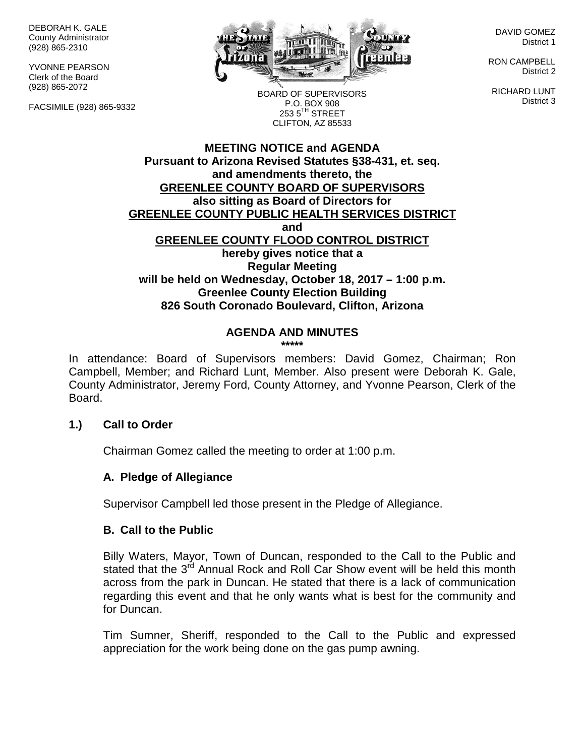DEBORAH K. GALE
County Administrator
(928) 865-2310

YVONNE PEARSON
Clerk of the Board
(928) 865-2072

FACSIMILE (928) 865-9332

BOARD OF SUPERVISORS
P.O. BOX 908
253 5TH STREET
CLIFTON, AZ 85533

DAVID GOMEZ
District 1

RON CAMPBELL
District 2

RICHARD LUNT
District 3

**MEETING NOTICE and AGENDA**
**Pursuant to Arizona Revised Statutes §38-431, et. seq.**
**and amendments thereto, the**
**GREENLEE COUNTY BOARD OF SUPERVISORS**
**also sitting as Board of Directors for**
**GREENLEE COUNTY PUBLIC HEALTH SERVICES DISTRICT**
**and**
**GREENLEE COUNTY FLOOD CONTROL DISTRICT**
**hereby gives notice that a**
**Regular Meeting**
**will be held on Wednesday, October 18, 2017 – 1:00 p.m.**
**Greenlee County Election Building**
**826 South Coronado Boulevard, Clifton, Arizona**

## AGENDA AND MINUTES

*****

In attendance: Board of Supervisors members: David Gomez, Chairman; Ron Campbell, Member; and Richard Lunt, Member. Also present were Deborah K. Gale, County Administrator, Jeremy Ford, County Attorney, and Yvonne Pearson, Clerk of the Board.

### 1.) Call to Order

Chairman Gomez called the meeting to order at 1:00 p.m.

#### A. Pledge of Allegiance

Supervisor Campbell led those present in the Pledge of Allegiance.

#### B. Call to the Public

Billy Waters, Mayor, Town of Duncan, responded to the Call to the Public and stated that the 3rd Annual Rock and Roll Car Show event will be held this month across from the park in Duncan. He stated that there is a lack of communication regarding this event and that he only wants what is best for the community and for Duncan.

Tim Sumner, Sheriff, responded to the Call to the Public and expressed appreciation for the work being done on the gas pump awning.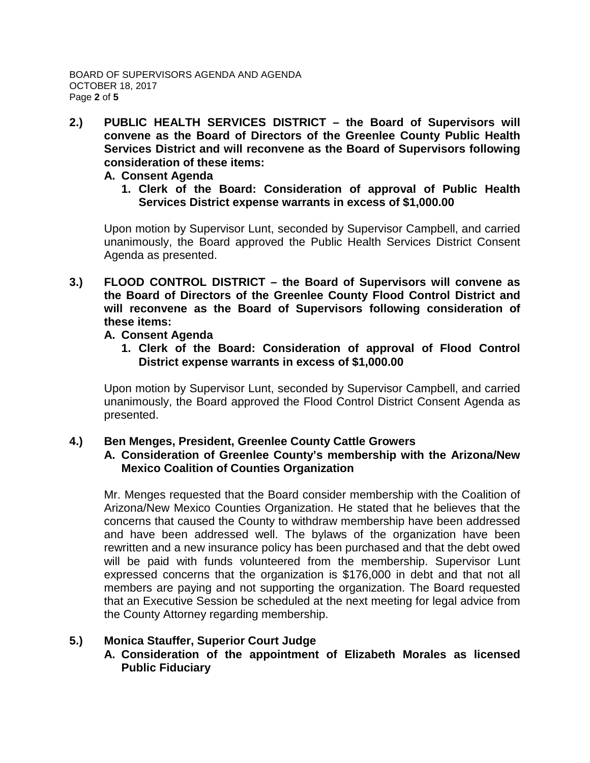**2.) PUBLIC HEALTH SERVICES DISTRICT – the Board of Supervisors will convene as the Board of Directors of the Greenlee County Public Health Services District and will reconvene as the Board of Supervisors following consideration of these items:**

**A. Consent Agenda**

**1. Clerk of the Board: Consideration of approval of Public Health Services District expense warrants in excess of $1,000.00**

Upon motion by Supervisor Lunt, seconded by Supervisor Campbell, and carried unanimously, the Board approved the Public Health Services District Consent Agenda as presented.

**3.) FLOOD CONTROL DISTRICT – the Board of Supervisors will convene as the Board of Directors of the Greenlee County Flood Control District and will reconvene as the Board of Supervisors following consideration of these items:**

**A. Consent Agenda**

**1. Clerk of the Board: Consideration of approval of Flood Control District expense warrants in excess of $1,000.00**

Upon motion by Supervisor Lunt, seconded by Supervisor Campbell, and carried unanimously, the Board approved the Flood Control District Consent Agenda as presented.

**4.) Ben Menges, President, Greenlee County Cattle Growers**

**A. Consideration of Greenlee County's membership with the Arizona/New Mexico Coalition of Counties Organization**

Mr. Menges requested that the Board consider membership with the Coalition of Arizona/New Mexico Counties Organization. He stated that he believes that the concerns that caused the County to withdraw membership have been addressed and have been addressed well. The bylaws of the organization have been rewritten and a new insurance policy has been purchased and that the debt owed will be paid with funds volunteered from the membership. Supervisor Lunt expressed concerns that the organization is $176,000 in debt and that not all members are paying and not supporting the organization. The Board requested that an Executive Session be scheduled at the next meeting for legal advice from the County Attorney regarding membership.

**5.) Monica Stauffer, Superior Court Judge**

**A. Consideration of the appointment of Elizabeth Morales as licensed Public Fiduciary**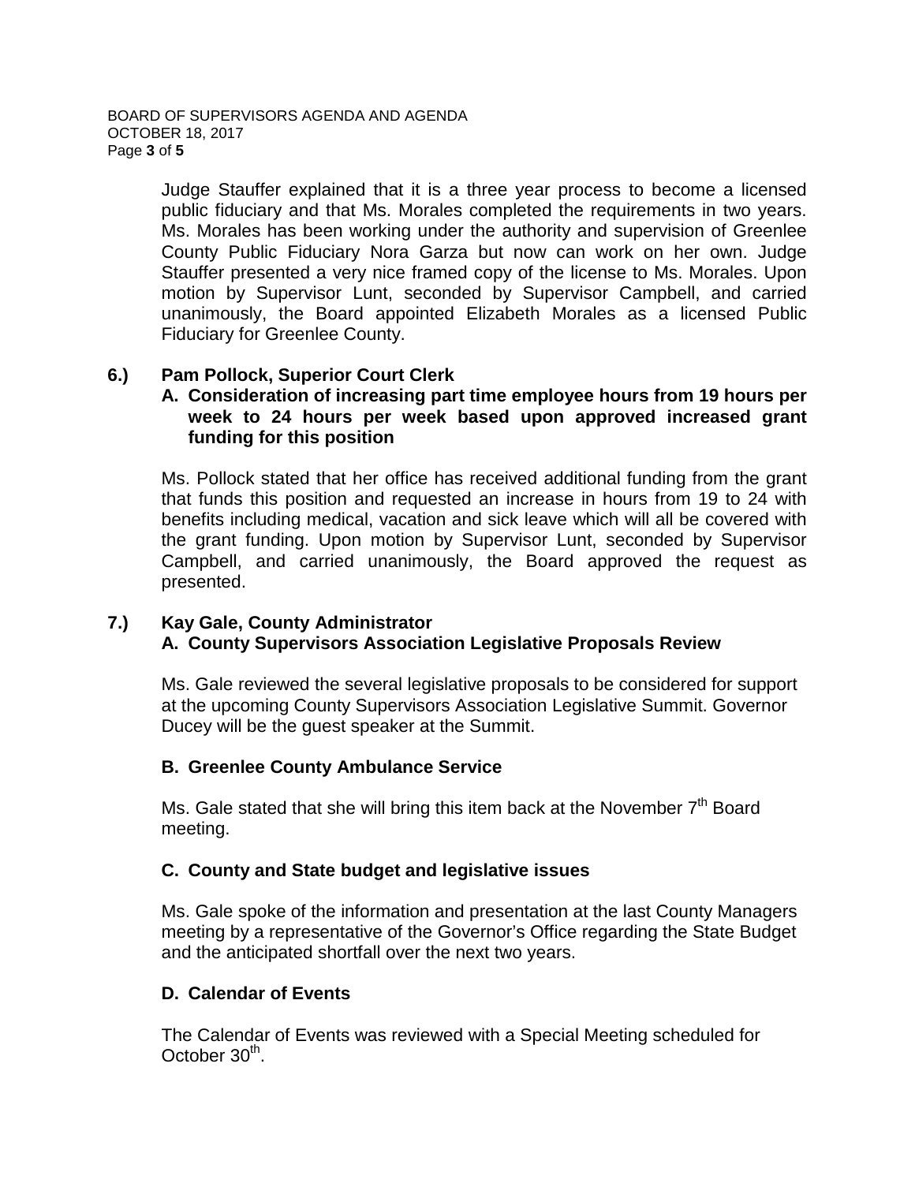Judge Stauffer explained that it is a three year process to become a licensed public fiduciary and that Ms. Morales completed the requirements in two years. Ms. Morales has been working under the authority and supervision of Greenlee County Public Fiduciary Nora Garza but now can work on her own. Judge Stauffer presented a very nice framed copy of the license to Ms. Morales. Upon motion by Supervisor Lunt, seconded by Supervisor Campbell, and carried unanimously, the Board appointed Elizabeth Morales as a licensed Public Fiduciary for Greenlee County.

**6.) Pam Pollock, Superior Court Clerk**

**A. Consideration of increasing part time employee hours from 19 hours per week to 24 hours per week based upon approved increased grant funding for this position**

Ms. Pollock stated that her office has received additional funding from the grant that funds this position and requested an increase in hours from 19 to 24 with benefits including medical, vacation and sick leave which will all be covered with the grant funding. Upon motion by Supervisor Lunt, seconded by Supervisor Campbell, and carried unanimously, the Board approved the request as presented.

**7.) Kay Gale, County Administrator**

**A. County Supervisors Association Legislative Proposals Review**

Ms. Gale reviewed the several legislative proposals to be considered for support at the upcoming County Supervisors Association Legislative Summit. Governor Ducey will be the guest speaker at the Summit.

**B. Greenlee County Ambulance Service**

Ms. Gale stated that she will bring this item back at the November 7th Board meeting.

**C. County and State budget and legislative issues**

Ms. Gale spoke of the information and presentation at the last County Managers meeting by a representative of the Governor's Office regarding the State Budget and the anticipated shortfall over the next two years.

**D. Calendar of Events**

The Calendar of Events was reviewed with a Special Meeting scheduled for October 30th.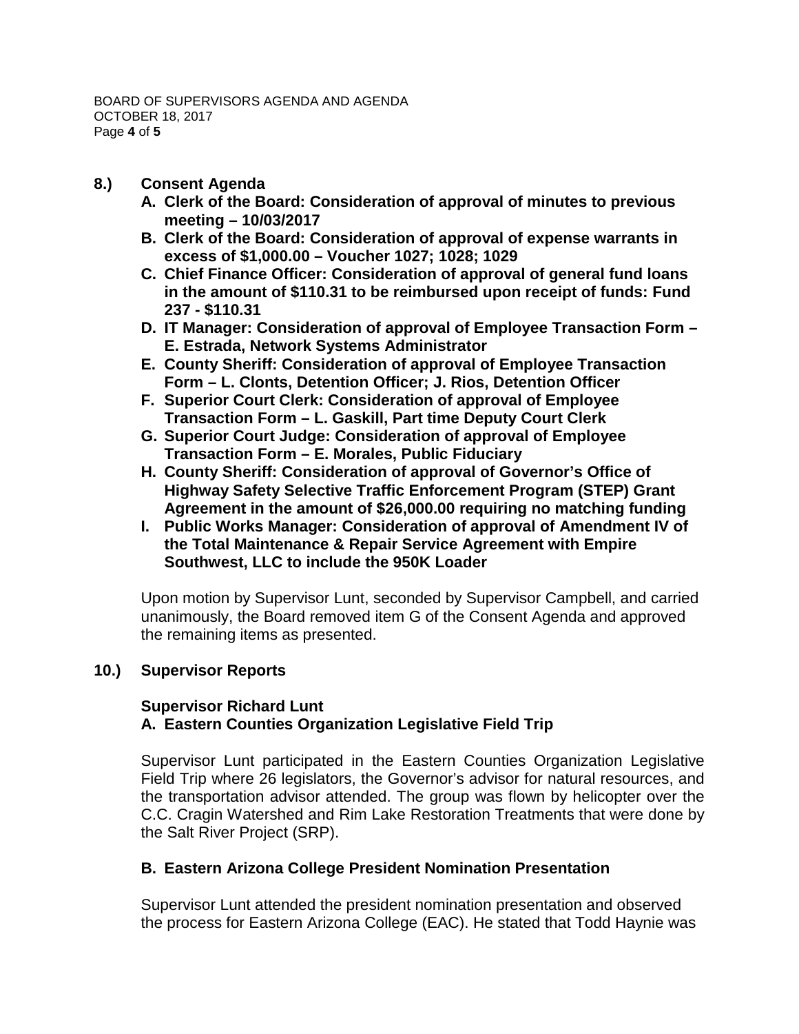## 8.) Consent Agenda

**A. Clerk of the Board: Consideration of approval of minutes to previous meeting – 10/03/2017**

**B. Clerk of the Board: Consideration of approval of expense warrants in excess of $1,000.00 – Voucher 1027; 1028; 1029**

**C. Chief Finance Officer: Consideration of approval of general fund loans in the amount of $110.31 to be reimbursed upon receipt of funds: Fund 237 - $110.31**

**D. IT Manager: Consideration of approval of Employee Transaction Form – E. Estrada, Network Systems Administrator**

**E. County Sheriff: Consideration of approval of Employee Transaction Form – L. Clonts, Detention Officer; J. Rios, Detention Officer**

**F. Superior Court Clerk: Consideration of approval of Employee Transaction Form – L. Gaskill, Part time Deputy Court Clerk**

**G. Superior Court Judge: Consideration of approval of Employee Transaction Form – E. Morales, Public Fiduciary**

**H. County Sheriff: Consideration of approval of Governor's Office of Highway Safety Selective Traffic Enforcement Program (STEP) Grant Agreement in the amount of $26,000.00 requiring no matching funding**

**I. Public Works Manager: Consideration of approval of Amendment IV of the Total Maintenance & Repair Service Agreement with Empire Southwest, LLC to include the 950K Loader**

Upon motion by Supervisor Lunt, seconded by Supervisor Campbell, and carried unanimously, the Board removed item G of the Consent Agenda and approved the remaining items as presented.

## 10.) Supervisor Reports

### Supervisor Richard Lunt

**A. Eastern Counties Organization Legislative Field Trip**

Supervisor Lunt participated in the Eastern Counties Organization Legislative Field Trip where 26 legislators, the Governor's advisor for natural resources, and the transportation advisor attended. The group was flown by helicopter over the C.C. Cragin Watershed and Rim Lake Restoration Treatments that were done by the Salt River Project (SRP).

**B. Eastern Arizona College President Nomination Presentation**

Supervisor Lunt attended the president nomination presentation and observed the process for Eastern Arizona College (EAC). He stated that Todd Haynie was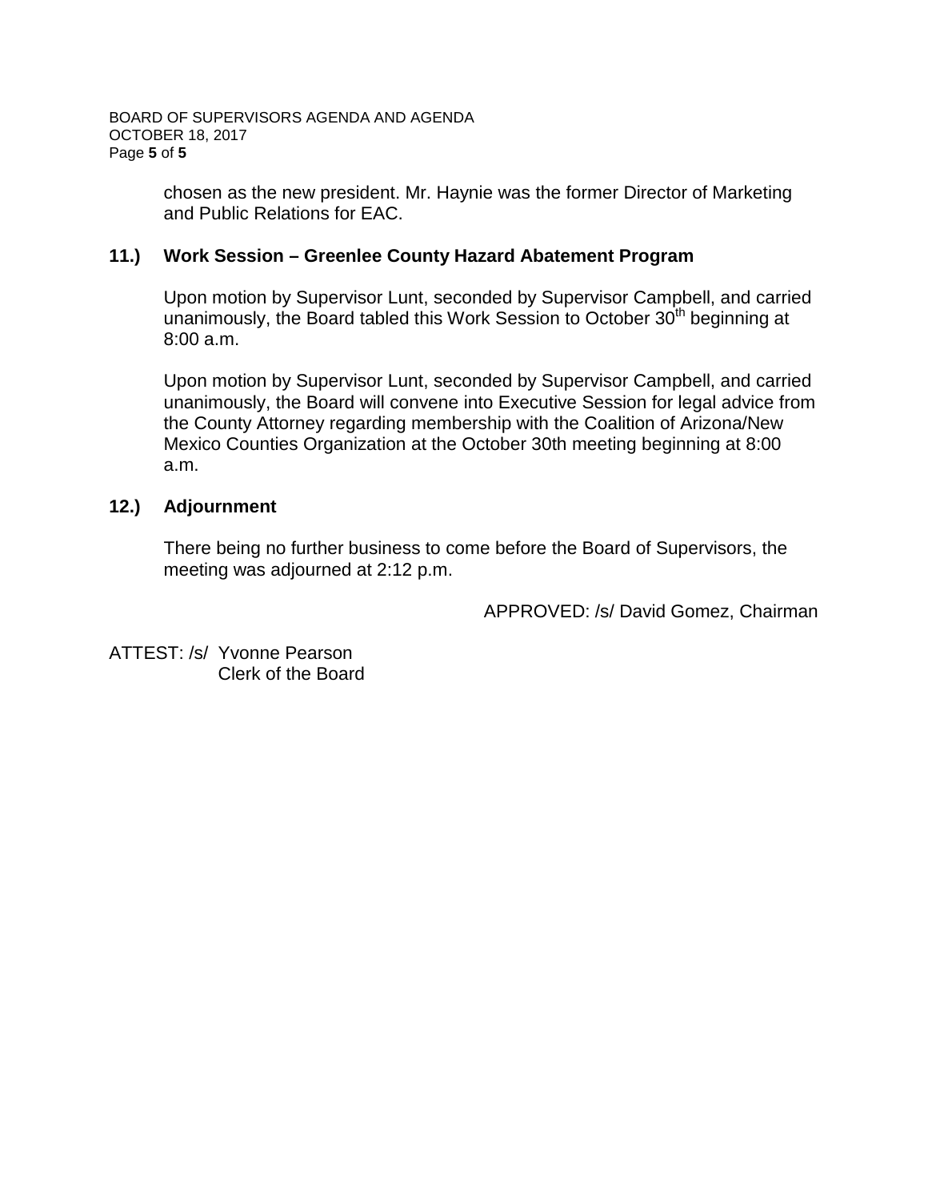chosen as the new president. Mr. Haynie was the former Director of Marketing and Public Relations for EAC.

**11.) Work Session – Greenlee County Hazard Abatement Program**

Upon motion by Supervisor Lunt, seconded by Supervisor Campbell, and carried unanimously, the Board tabled this Work Session to October 30th beginning at 8:00 a.m.

Upon motion by Supervisor Lunt, seconded by Supervisor Campbell, and carried unanimously, the Board will convene into Executive Session for legal advice from the County Attorney regarding membership with the Coalition of Arizona/New Mexico Counties Organization at the October 30th meeting beginning at 8:00 a.m.

**12.) Adjournment**

There being no further business to come before the Board of Supervisors, the meeting was adjourned at 2:12 p.m.

APPROVED: /s/ David Gomez, Chairman

ATTEST: /s/ Yvonne Pearson
Clerk of the Board